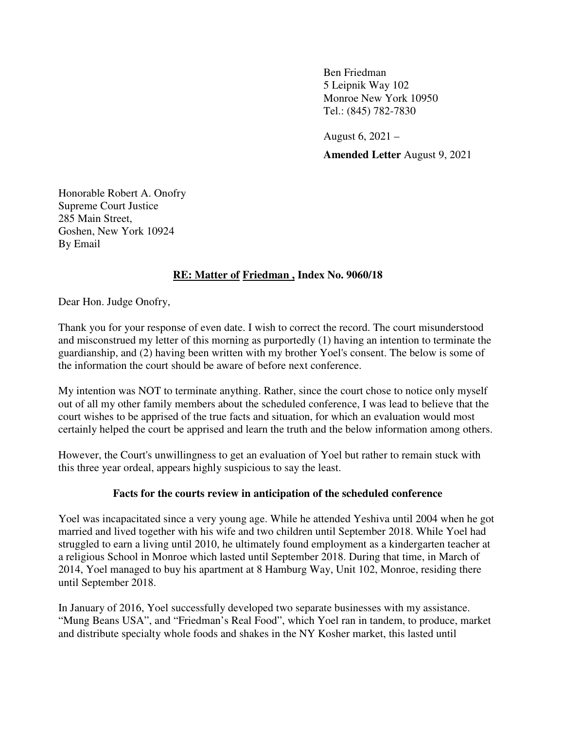Ben Friedman
5 Leipnik Way 102
Monroe New York 10950
Tel.: (845) 782-7830

August 6, 2021 –

**Amended Letter** August 9, 2021

Honorable Robert A. Onofry
Supreme Court Justice
285 Main Street,
Goshen, New York 10924
By Email

**<u>RE: Matter of</u> <u>Friedman ,</u> Index No. 9060/18**

Dear Hon. Judge Onofry,

Thank you for your response of even date. I wish to correct the record. The court misunderstood and misconstrued my letter of this morning as purportedly (1) having an intention to terminate the guardianship, and (2) having been written with my brother Yoel's consent. The below is some of the information the court should be aware of before next conference.

My intention was NOT to terminate anything. Rather, since the court chose to notice only myself out of all my other family members about the scheduled conference, I was lead to believe that the court wishes to be apprised of the true facts and situation, for which an evaluation would most certainly helped the court be apprised and learn the truth and the below information among others.

However, the Court's unwillingness to get an evaluation of Yoel but rather to remain stuck with this three year ordeal, appears highly suspicious to say the least.

**Facts for the courts review in anticipation of the scheduled conference**

Yoel was incapacitated since a very young age. While he attended Yeshiva until 2004 when he got married and lived together with his wife and two children until September 2018. While Yoel had struggled to earn a living until 2010, he ultimately found employment as a kindergarten teacher at a religious School in Monroe which lasted until September 2018. During that time, in March of 2014, Yoel managed to buy his apartment at 8 Hamburg Way, Unit 102, Monroe, residing there until September 2018.

In January of 2016, Yoel successfully developed two separate businesses with my assistance. "Mung Beans USA", and "Friedman's Real Food", which Yoel ran in tandem, to produce, market and distribute specialty whole foods and shakes in the NY Kosher market, this lasted until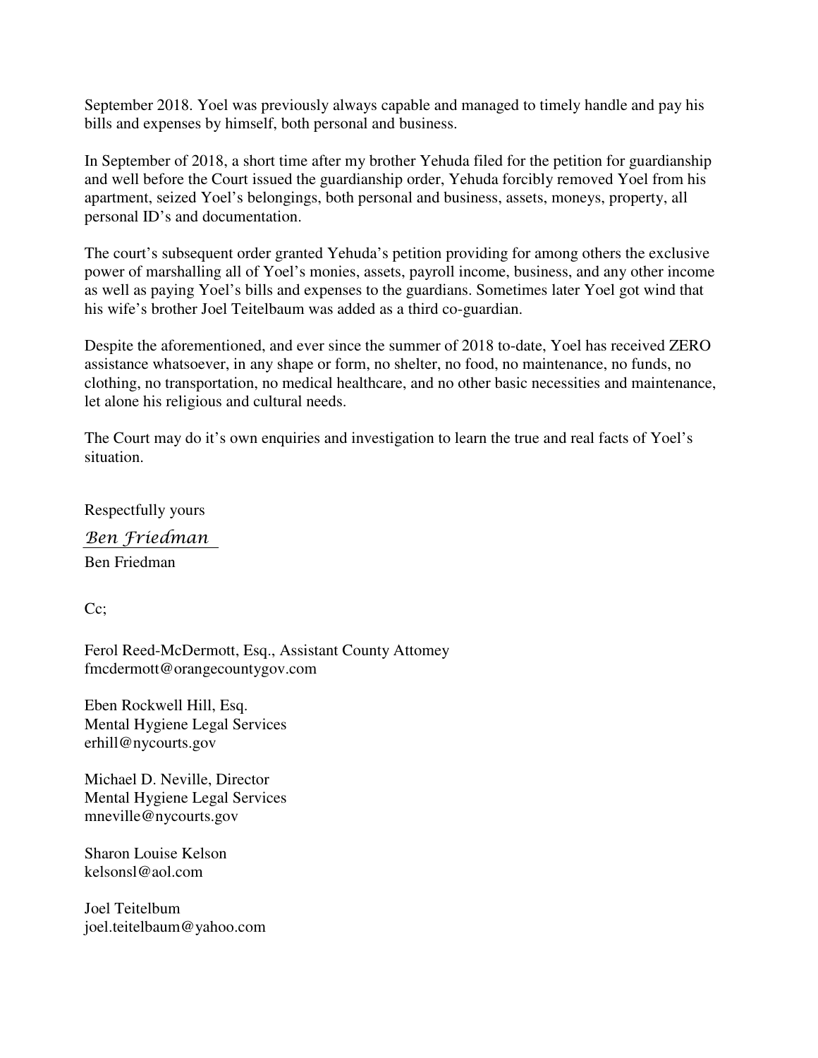September 2018. Yoel was previously always capable and managed to timely handle and pay his bills and expenses by himself, both personal and business.

In September of 2018, a short time after my brother Yehuda filed for the petition for guardianship and well before the Court issued the guardianship order, Yehuda forcibly removed Yoel from his apartment, seized Yoel's belongings, both personal and business, assets, moneys, property, all personal ID's and documentation.

The court's subsequent order granted Yehuda's petition providing for among others the exclusive power of marshalling all of Yoel's monies, assets, payroll income, business, and any other income as well as paying Yoel's bills and expenses to the guardians. Sometimes later Yoel got wind that his wife's brother Joel Teitelbaum was added as a third co-guardian.

Despite the aforementioned, and ever since the summer of 2018 to-date, Yoel has received ZERO assistance whatsoever, in any shape or form, no shelter, no food, no maintenance, no funds, no clothing, no transportation, no medical healthcare, and no other basic necessities and maintenance, let alone his religious and cultural needs.

The Court may do it's own enquiries and investigation to learn the true and real facts of Yoel's situation.

Respectfully yours

*Ben Friedman*

Ben Friedman

Cc;

Ferol Reed-McDermott, Esq., Assistant County Attomey
fmcdermott@orangecountygov.com

Eben Rockwell Hill, Esq.
Mental Hygiene Legal Services
erhill@nycourts.gov

Michael D. Neville, Director
Mental Hygiene Legal Services
mneville@nycourts.gov

Sharon Louise Kelson
kelsonsl@aol.com

Joel Teitelbum
joel.teitelbaum@yahoo.com